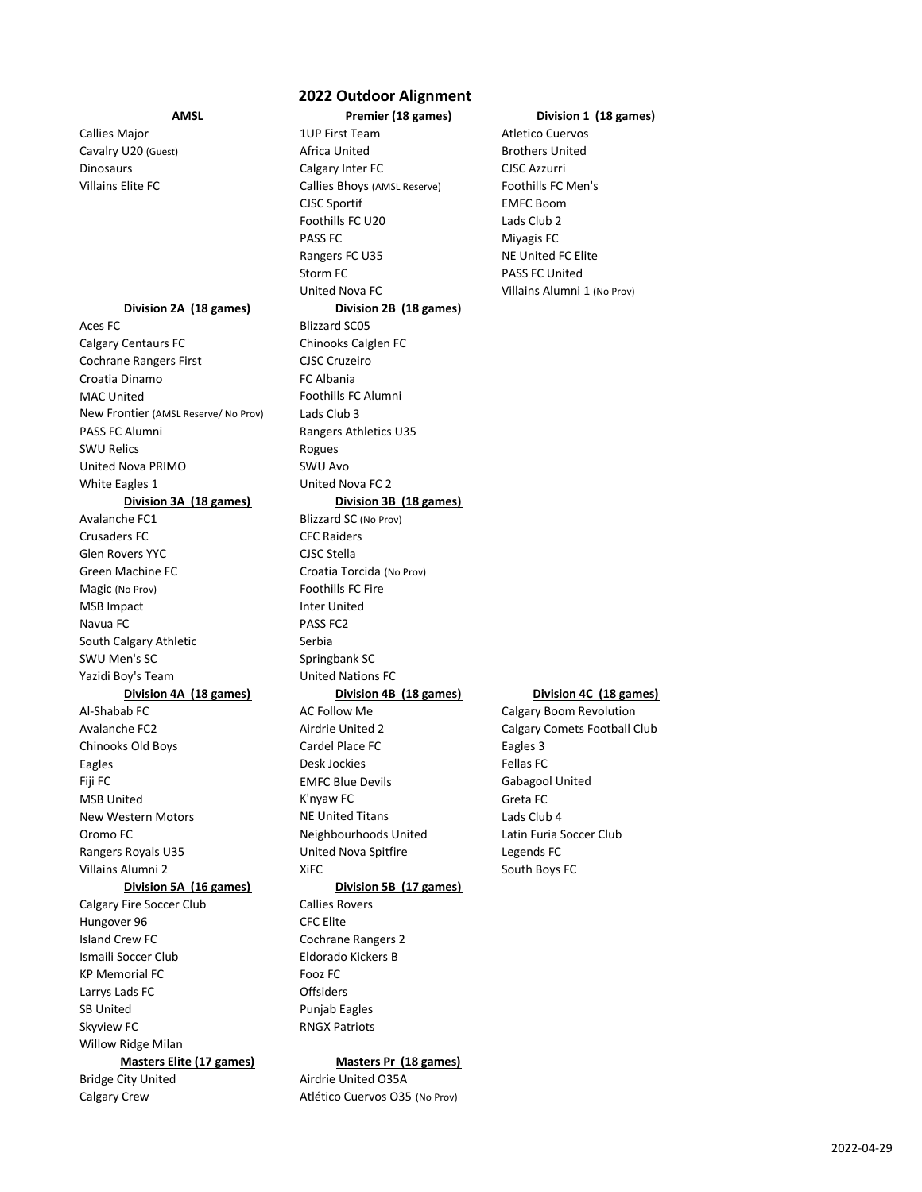# 2022 Outdoor Alignment

| AMSL | Premier (18 games) | Division 1 (18 games) |
|---|---|---|
| Callies Major | 1UP First Team | Atletico Cuervos |
| Cavalry U20 (Guest) | Africa United | Brothers United |
| Dinosaurs | Calgary Inter FC | CJSC Azzurri |
| Villains Elite FC | Callies Bhoys (AMSL Reserve) | Foothills FC Men's |
| | CJSC Sportif | EMFC Boom |
| | Foothills FC U20 | Lads Club 2 |
| | PASS FC | Miyagis FC |
| | Rangers FC U35 | NE United FC Elite |
| | Storm FC | PASS FC United |
| | United Nova FC | Villains Alumni 1 (No Prov) |

| Division 2A (18 games) | Division 2B (18 games) |
|---|---|
| Aces FC | Blizzard SC05 |
| Calgary Centaurs FC | Chinooks Calglen FC |
| Cochrane Rangers First | CJSC Cruzeiro |
| Croatia Dinamo | FC Albania |
| MAC United | Foothills FC Alumni |
| New Frontier (AMSL Reserve/ No Prov) | Lads Club 3 |
| PASS FC Alumni | Rangers Athletics U35 |
| SWU Relics | Rogues |
| United Nova PRIMO | SWU Avo |
| White Eagles 1 | United Nova FC 2 |

| Division 3A (18 games) | Division 3B (18 games) |
|---|---|
| Avalanche FC1 | Blizzard SC (No Prov) |
| Crusaders FC | CFC Raiders |
| Glen Rovers YYC | CJSC Stella |
| Green Machine FC | Croatia Torcida (No Prov) |
| Magic (No Prov) | Foothills FC Fire |
| MSB Impact | Inter United |
| Navua FC | PASS FC2 |
| South Calgary Athletic | Serbia |
| SWU Men's SC | Springbank SC |
| Yazidi Boy's Team | United Nations FC |

| Division 4A (18 games) | Division 4B (18 games) | Division 4C (18 games) |
|---|---|---|
| Al-Shabab FC | AC Follow Me | Calgary Boom Revolution |
| Avalanche FC2 | Airdrie United 2 | Calgary Comets Football Club |
| Chinooks Old Boys | Cardel Place FC | Eagles 3 |
| Eagles | Desk Jockies | Fellas FC |
| Fiji FC | EMFC Blue Devils | Gabagool United |
| MSB United | K'nyaw FC | Greta FC |
| New Western Motors | NE United Titans | Lads Club 4 |
| Oromo FC | Neighbourhoods United | Latin Furia Soccer Club |
| Rangers Royals U35 | United Nova Spitfire | Legends FC |
| Villains Alumni 2 | XiFC | South Boys FC |

| Division 5A (16 games) | Division 5B (17 games) |
|---|---|
| Calgary Fire Soccer Club | Callies Rovers |
| Hungover 96 | CFC Elite |
| Island Crew FC | Cochrane Rangers 2 |
| Ismaili Soccer Club | Eldorado Kickers B |
| KP Memorial FC | Fooz FC |
| Larrys Lads FC | Offsiders |
| SB United | Punjab Eagles |
| Skyview FC | RNGX Patriots |
| Willow Ridge Milan | |

| Masters Elite (17 games) | Masters Pr (18 games) |
|---|---|
| Bridge City United | Airdrie United O35A |
| Calgary Crew | Atlético Cuervos O35 (No Prov) |

2022-04-29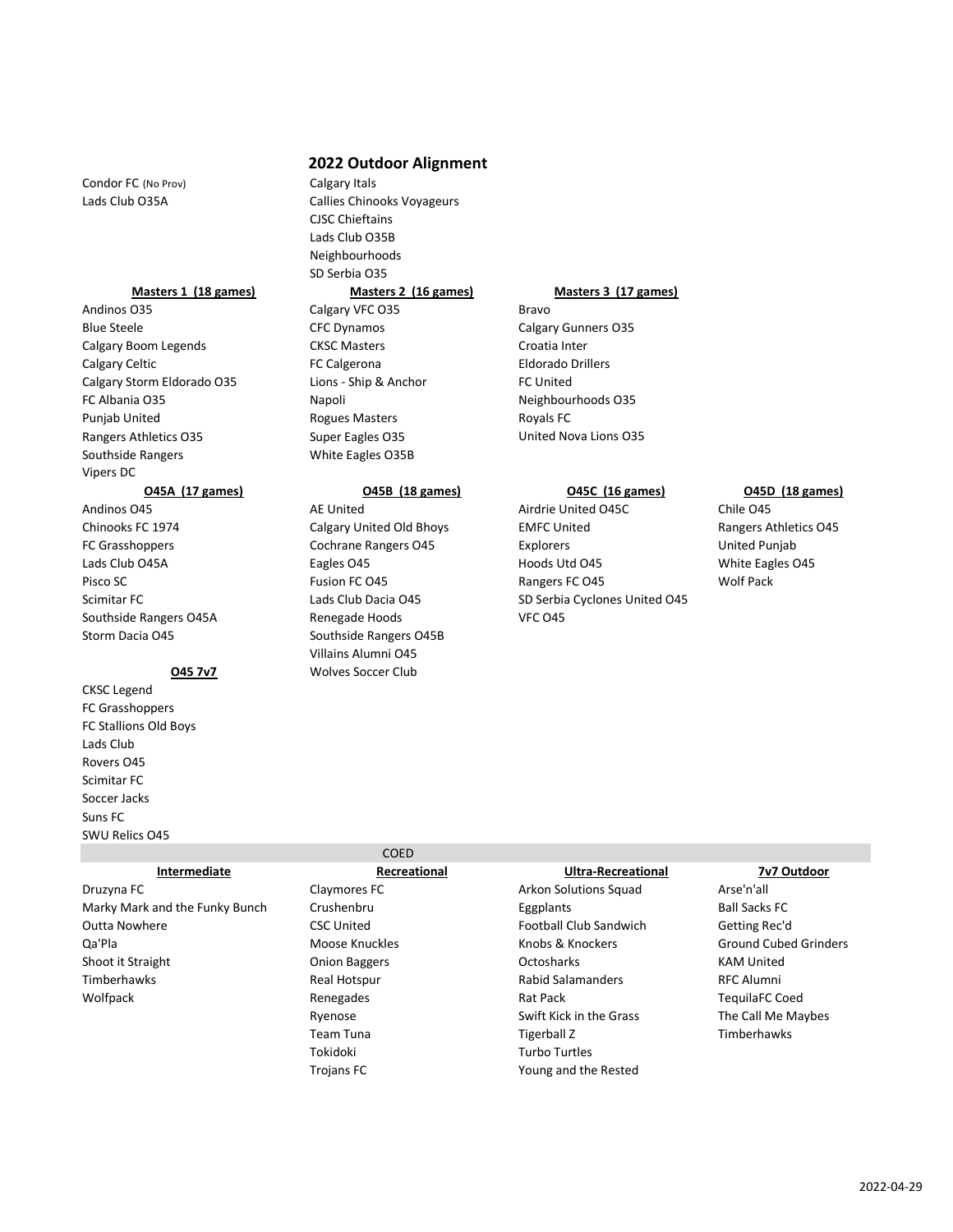# 2022 Outdoor Alignment

| | |
|---|---|
| Condor FC (No Prov) | Calgary Itals |
| Lads Club O35A | Callies Chinooks Voyageurs |
| | CJSC Chieftains |
| | Lads Club O35B |
| | Neighbourhoods |
| | SD Serbia O35 |

| Masters 1 (18 games) | Masters 2 (16 games) | Masters 3 (17 games) |
|---|---|---|
| Andinos O35 | Calgary VFC O35 | Bravo |
| Blue Steele | CFC Dynamos | Calgary Gunners O35 |
| Calgary Boom Legends | CKSC Masters | Croatia Inter |
| Calgary Celtic | FC Calgerona | Eldorado Drillers |
| Calgary Storm Eldorado O35 | Lions - Ship & Anchor | FC United |
| FC Albania O35 | Napoli | Neighbourhoods O35 |
| Punjab United | Rogues Masters | Royals FC |
| Rangers Athletics O35 | Super Eagles O35 | United Nova Lions O35 |
| Southside Rangers | White Eagles O35B | |
| Vipers DC | | |

| O45A (17 games) | O45B (18 games) | O45C (16 games) | O45D (18 games) |
|---|---|---|---|
| Andinos O45 | AE United | Airdrie United O45C | Chile O45 |
| Chinooks FC 1974 | Calgary United Old Bhoys | EMFC United | Rangers Athletics O45 |
| FC Grasshoppers | Cochrane Rangers O45 | Explorers | United Punjab |
| Lads Club O45A | Eagles O45 | Hoods Utd O45 | White Eagles O45 |
| Pisco SC | Fusion FC O45 | Rangers FC O45 | Wolf Pack |
| Scimitar FC | Lads Club Dacia O45 | SD Serbia Cyclones United O45 | |
| Southside Rangers O45A | Renegade Hoods | VFC O45 | |
| Storm Dacia O45 | Southside Rangers O45B | | |
| | Villains Alumni O45 | | |
| | Wolves Soccer Club | | |

| O45 7v7 |
|---|
| CKSC Legend |
| FC Grasshoppers |
| FC Stallions Old Boys |
| Lads Club |
| Rovers O45 |
| Scimitar FC |
| Soccer Jacks |
| Suns FC |
| SWU Relics O45 |

## COED

| Intermediate | Recreational | Ultra-Recreational | 7v7 Outdoor |
|---|---|---|---|
| Druzyna FC | Claymores FC | Arkon Solutions Squad | Arse'n'all |
| Marky Mark and the Funky Bunch | Crushenbru | Eggplants | Ball Sacks FC |
| Outta Nowhere | CSC United | Football Club Sandwich | Getting Rec'd |
| Qa'Pla | Moose Knuckles | Knobs & Knockers | Ground Cubed Grinders |
| Shoot it Straight | Onion Baggers | Octosharks | KAM United |
| Timberhawks | Real Hotspur | Rabid Salamanders | RFC Alumni |
| Wolfpack | Renegades | Rat Pack | TequilaFC Coed |
| | Ryenose | Swift Kick in the Grass | The Call Me Maybes |
| | Team Tuna | Tigerball Z | Timberhawks |
| | Tokidoki | Turbo Turtles | |
| | Trojans FC | Young and the Rested | |

2022-04-29